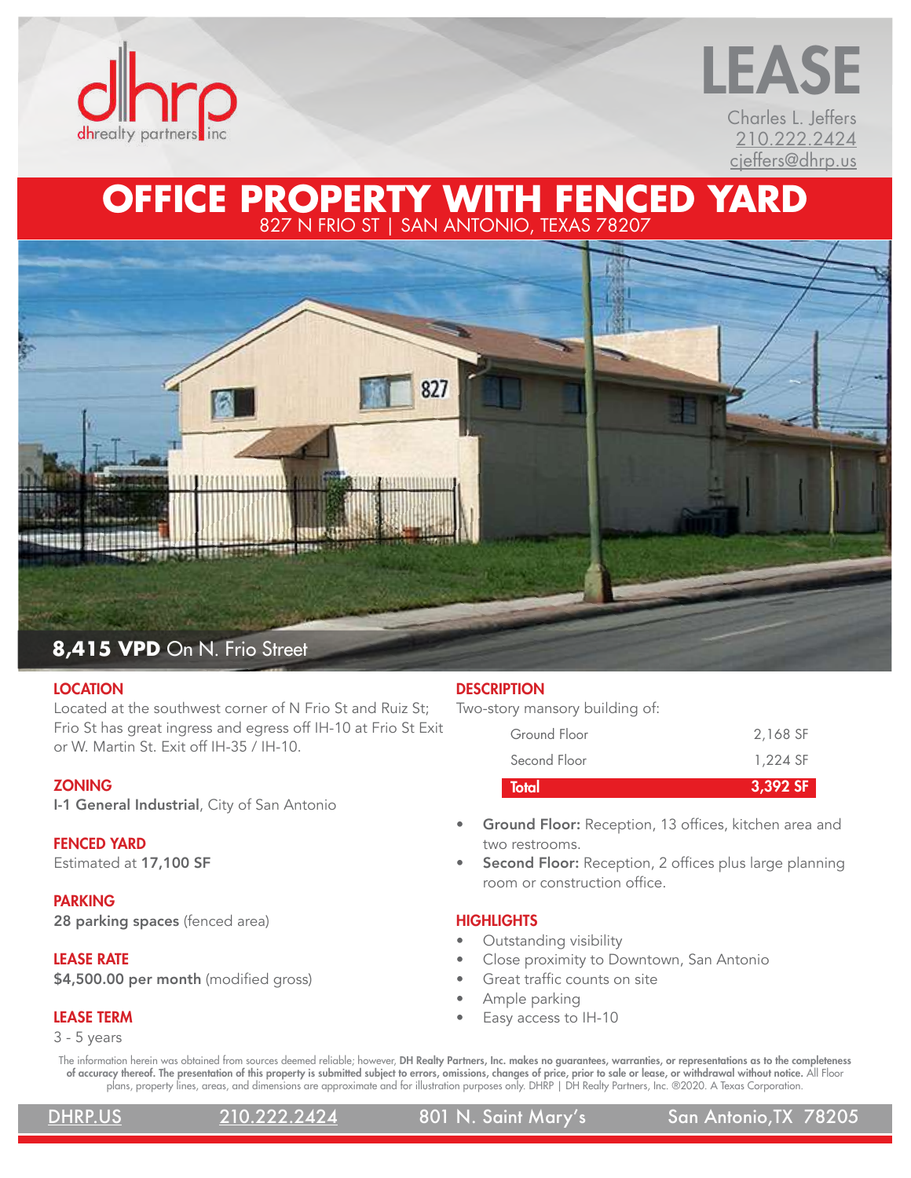dhrp
dhrealty partners inc

# LEASE

Charles L. Jeffers
210.222.2424
cjeffers@dhrp.us

# OFFICE PROPERTY WITH FENCED YARD

827 N FRIO ST | SAN ANTONIO, TEXAS 78207

**8,415 VPD** On N. Frio Street

## LOCATION

Located at the southwest corner of N Frio St and Ruiz St; Frio St has great ingress and egress off IH-10 at Frio St Exit or W. Martin St. Exit off IH-35 / IH-10.

## ZONING

**I-1 General Industrial**, City of San Antonio

## FENCED YARD

Estimated at **17,100 SF**

## PARKING

**28 parking spaces** (fenced area)

## LEASE RATE

**$4,500.00 per month** (modified gross)

## LEASE TERM

3 - 5 years

## DESCRIPTION

Two-story mansory building of:

| | |
|---|---|
| Ground Floor | 2,168 SF |
| Second Floor | 1,224 SF |
| **Total** | **3,392 SF** |

- **Ground Floor:** Reception, 13 offices, kitchen area and two restrooms.
- **Second Floor:** Reception, 2 offices plus large planning room or construction office.

## HIGHLIGHTS

- Outstanding visibility
- Close proximity to Downtown, San Antonio
- Great traffic counts on site
- Ample parking
- Easy access to IH-10

The information herein was obtained from sources deemed reliable; however, **DH Realty Partners, Inc. makes no guarantees, warranties, or representations as to the completeness of accuracy thereof. The presentation of this property is submitted subject to errors, omissions, changes of price, prior to sale or lease, or withdrawal without notice.** All Floor plans, property lines, areas, and dimensions are approximate and for illustration purposes only. DHRP | DH Realty Partners, Inc. ®2020. A Texas Corporation.

DHRP.US | 210.222.2424 | 801 N. Saint Mary's | San Antonio,TX 78205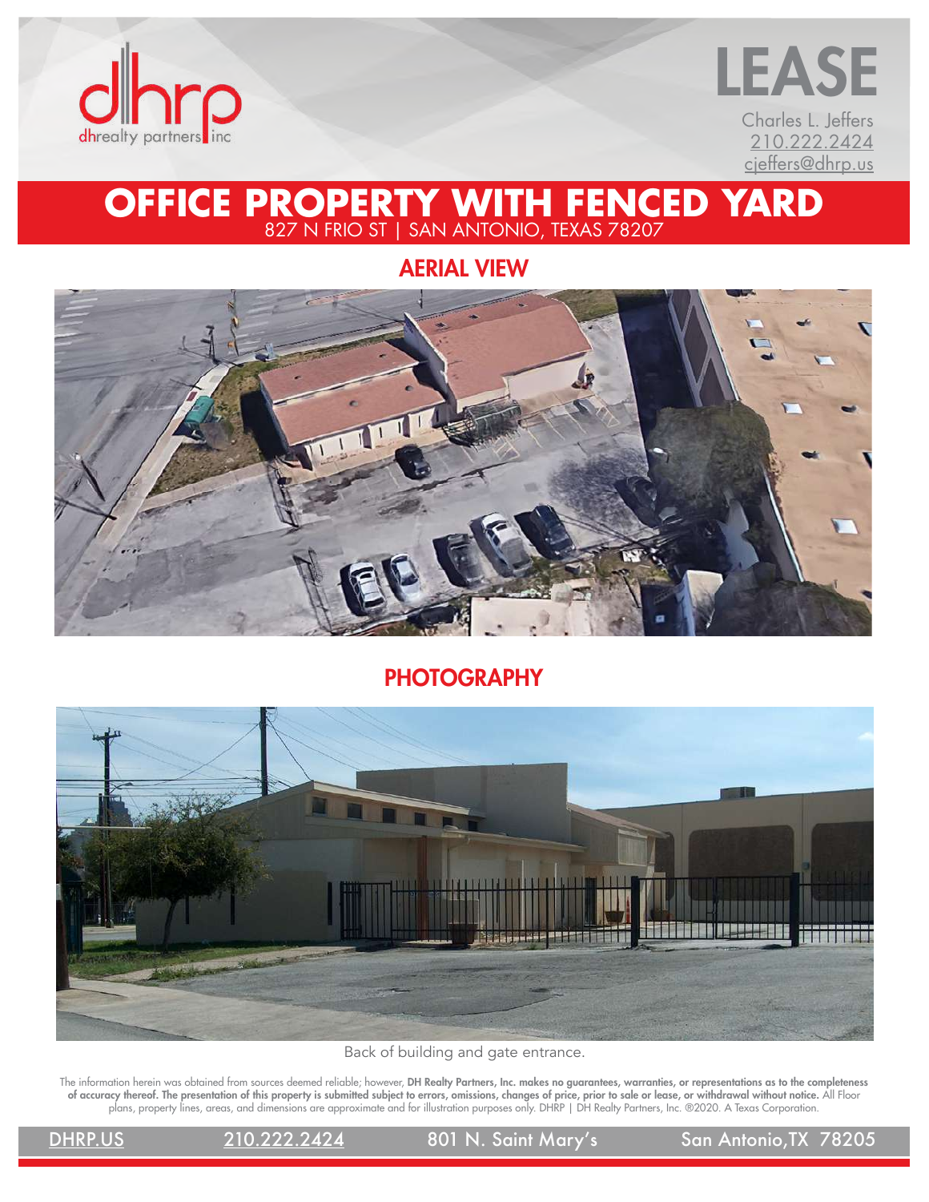dhrp
dhrealty partners inc

# LEASE

Charles L. Jeffers
210.222.2424
cjeffers@dhrp.us

# OFFICE PROPERTY WITH FENCED YARD

827 N FRIO ST | SAN ANTONIO, TEXAS 78207

## AERIAL VIEW

## PHOTOGRAPHY

Back of building and gate entrance.

The information herein was obtained from sources deemed reliable; however, **DH Realty Partners, Inc. makes no guarantees, warranties, or representations as to the completeness of accuracy thereof. The presentation of this property is submitted subject to errors, omissions, changes of price, prior to sale or lease, or withdrawal without notice.** All Floor plans, property lines, areas, and dimensions are approximate and for illustration purposes only. DHRP | DH Realty Partners, Inc. ®2020. A Texas Corporation.

DHRP.US 210.222.2424 801 N. Saint Mary's San Antonio,TX 78205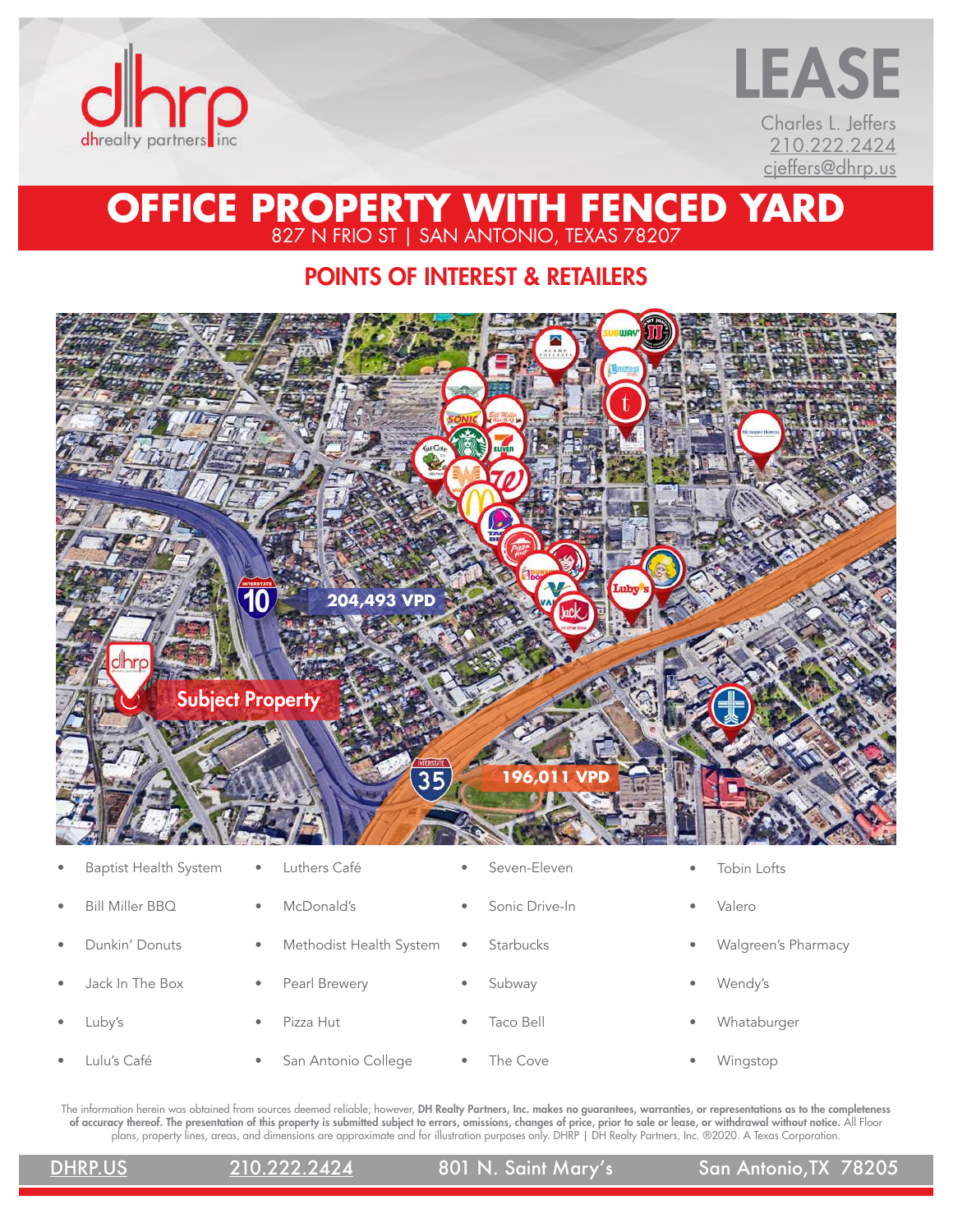dhrp
dhrealty partners inc

# LEASE

Charles L. Jeffers
210.222.2424
cjeffers@dhrp.us

# OFFICE PROPERTY WITH FENCED YARD

827 N FRIO ST | SAN ANTONIO, TEXAS 78207

## POINTS OF INTEREST & RETAILERS

Subject Property

Interstate 10 — 204,493 VPD

Interstate 35 — 196,011 VPD

- Baptist Health System
- Bill Miller BBQ
- Dunkin' Donuts
- Jack In The Box
- Luby's
- Lulu's Café
- Luthers Café
- McDonald's
- Methodist Health System
- Pearl Brewery
- Pizza Hut
- San Antonio College
- Seven-Eleven
- Sonic Drive-In
- Starbucks
- Subway
- Taco Bell
- The Cove
- Tobin Lofts
- Valero
- Walgreen's Pharmacy
- Wendy's
- Whataburger
- Wingstop

The information herein was obtained from sources deemed reliable; however, **DH Realty Partners, Inc. makes no guarantees, warranties, or representations as to the completeness of accuracy thereof. The presentation of this property is submitted subject to errors, omissions, changes of price, prior to sale or lease, or withdrawal without notice.** All Floor plans, property lines, areas, and dimensions are approximate and for illustration purposes only. DHRP | DH Realty Partners, Inc. ®2020. A Texas Corporation.

DHRP.US | 210.222.2424 | 801 N. Saint Mary's | San Antonio,TX 78205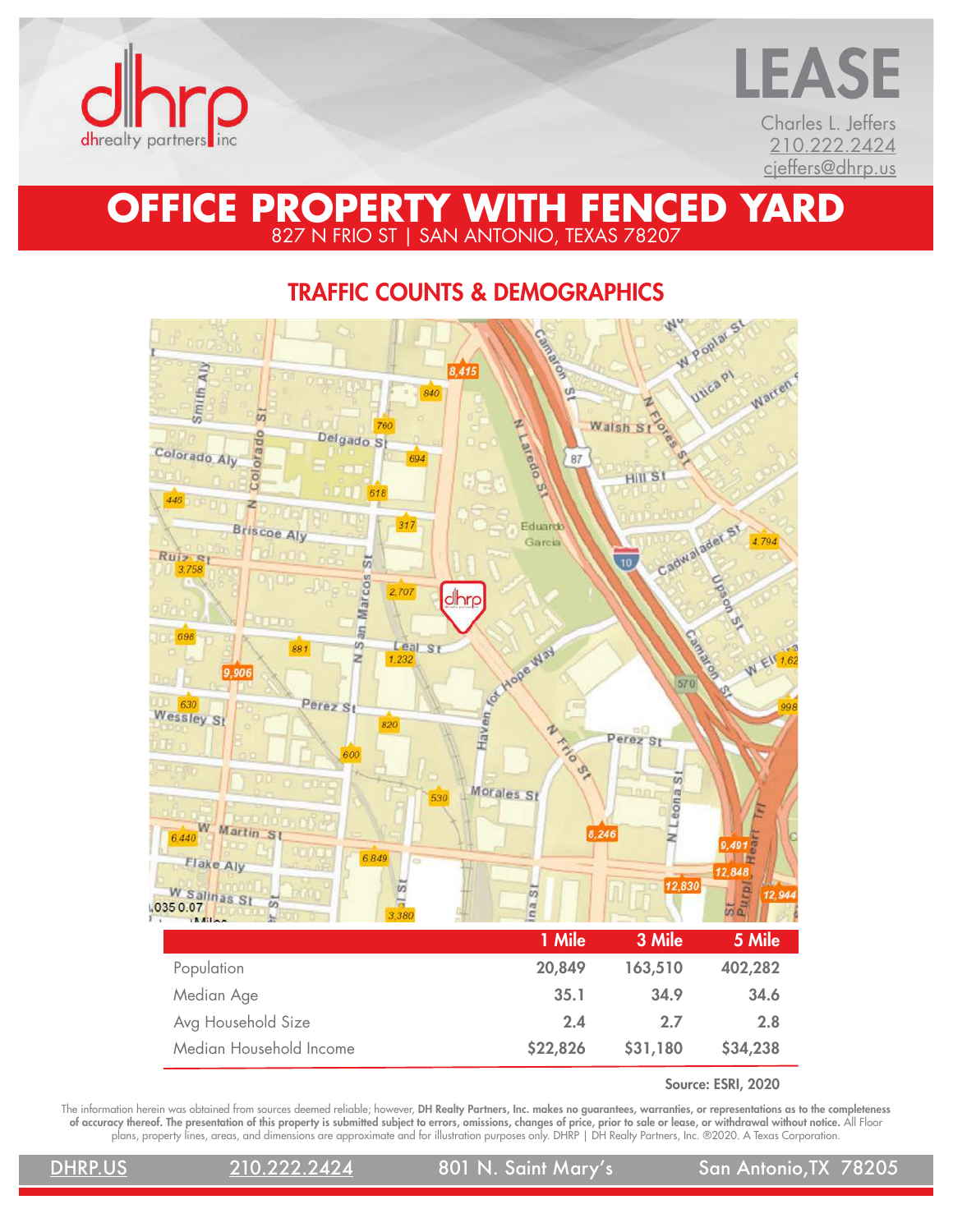dhrp
dhrealty partners inc

# LEASE

Charles L. Jeffers
210.222.2424
cjeffers@dhrp.us

# OFFICE PROPERTY WITH FENCED YARD

827 N FRIO ST | SAN ANTONIO, TEXAS 78207

## TRAFFIC COUNTS & DEMOGRAPHICS

| | 1 Mile | 3 Mile | 5 Mile |
|---|---|---|---|
| Population | 20,849 | 163,510 | 402,282 |
| Median Age | 35.1 | 34.9 | 34.6 |
| Avg Household Size | 2.4 | 2.7 | 2.8 |
| Median Household Income | $22,826 | $31,180 | $34,238 |

Source: ESRI, 2020

The information herein was obtained from sources deemed reliable; however, **DH Realty Partners, Inc. makes no guarantees, warranties, or representations as to the completeness of accuracy thereof. The presentation of this property is submitted subject to errors, omissions, changes of price, prior to sale or lease, or withdrawal without notice.** All Floor plans, property lines, areas, and dimensions are approximate and for illustration purposes only. DHRP | DH Realty Partners, Inc. ®2020. A Texas Corporation.

DHRP.US | 210.222.2424 | 801 N. Saint Mary's | San Antonio, TX 78205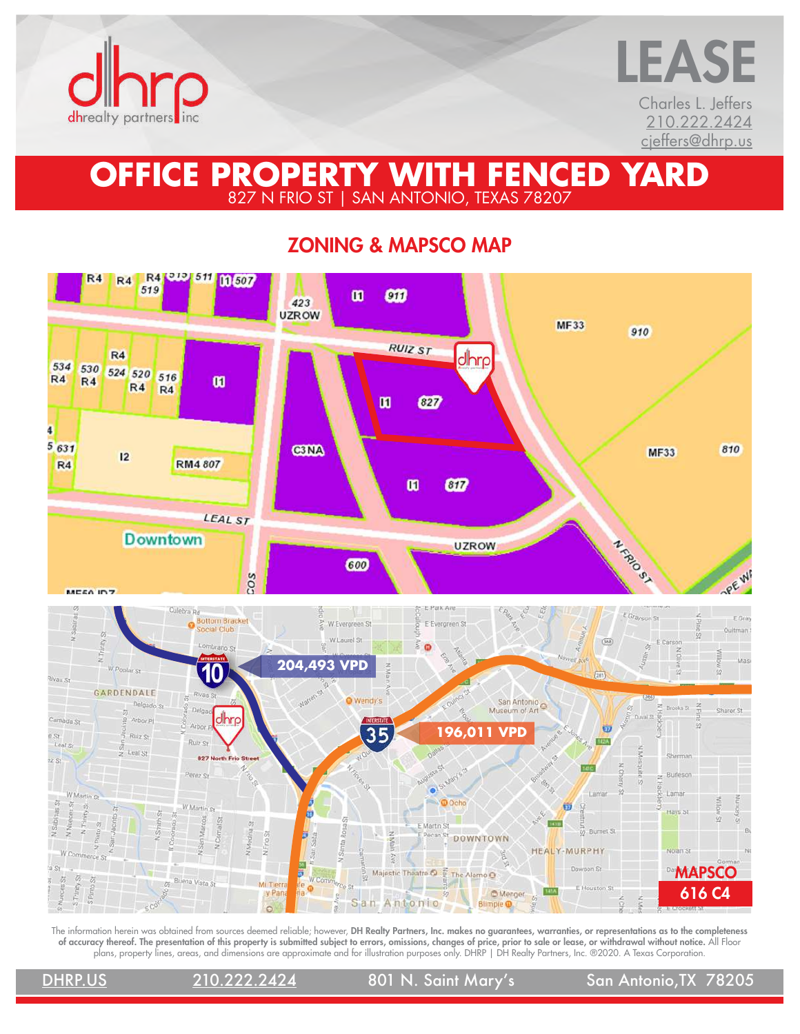dhrp
dhrealty partners inc

# LEASE

Charles L. Jeffers
210.222.2424
cjeffers@dhrp.us

# OFFICE PROPERTY WITH FENCED YARD

827 N FRIO ST | SAN ANTONIO, TEXAS 78207

## ZONING & MAPSCO MAP

204,493 VPD

196,011 VPD

MAPSCO
616 C4

The information herein was obtained from sources deemed reliable; however, **DH Realty Partners, Inc. makes no guarantees, warranties, or representations as to the completeness of accuracy thereof. The presentation of this property is submitted subject to errors, omissions, changes of price, prior to sale or lease, or withdrawal without notice.** All Floor plans, property lines, areas, and dimensions are approximate and for illustration purposes only. DHRP | DH Realty Partners, Inc. ®2020. A Texas Corporation.

DHRP.US | 210.222.2424 | 801 N. Saint Mary's | San Antonio, TX 78205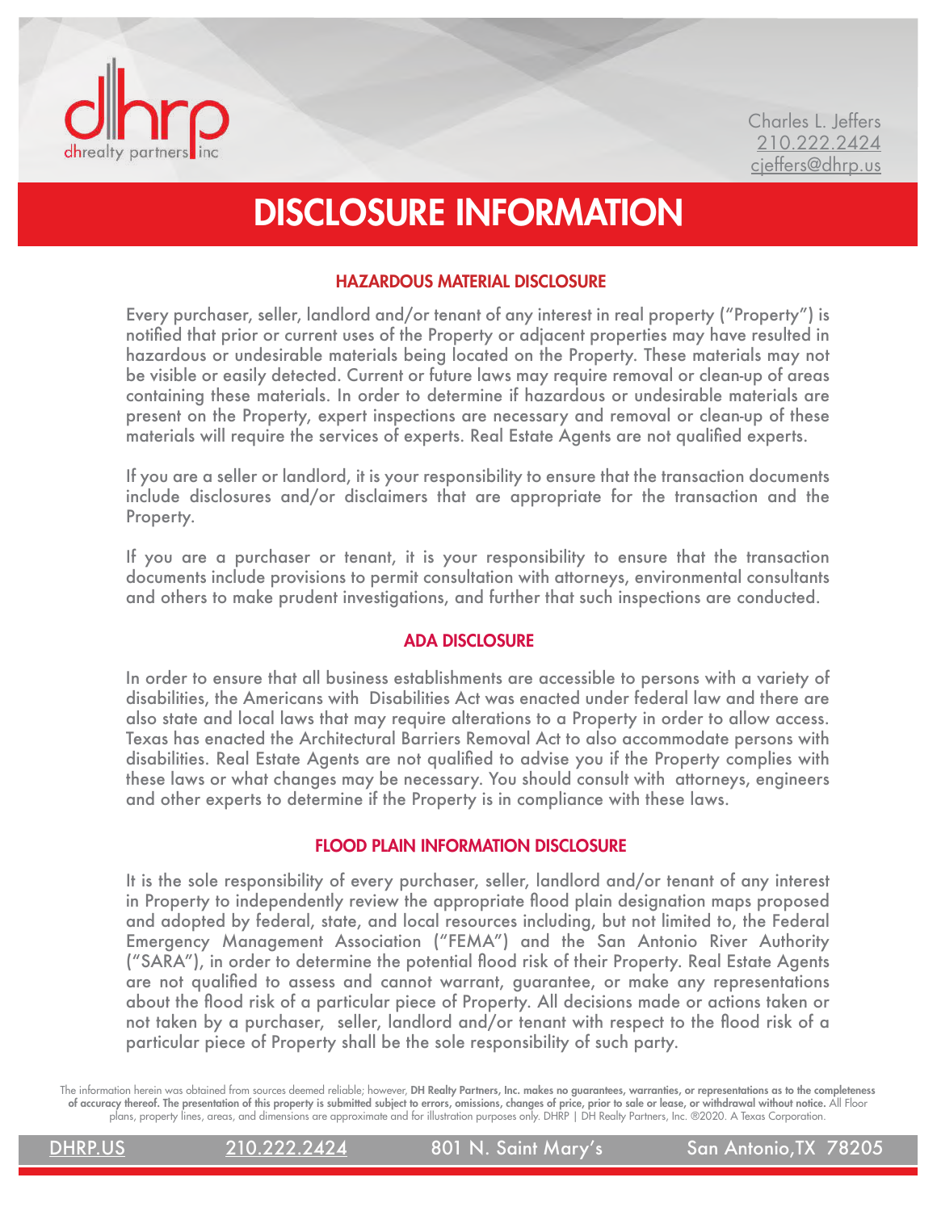# DISCLOSURE INFORMATION

## HAZARDOUS MATERIAL DISCLOSURE

Every purchaser, seller, landlord and/or tenant of any interest in real property ("Property") is notified that prior or current uses of the Property or adjacent properties may have resulted in hazardous or undesirable materials being located on the Property. These materials may not be visible or easily detected. Current or future laws may require removal or clean-up of areas containing these materials. In order to determine if hazardous or undesirable materials are present on the Property, expert inspections are necessary and removal or clean-up of these materials will require the services of experts. Real Estate Agents are not qualified experts.

If you are a seller or landlord, it is your responsibility to ensure that the transaction documents include disclosures and/or disclaimers that are appropriate for the transaction and the Property.

If you are a purchaser or tenant, it is your responsibility to ensure that the transaction documents include provisions to permit consultation with attorneys, environmental consultants and others to make prudent investigations, and further that such inspections are conducted.

## ADA DISCLOSURE

In order to ensure that all business establishments are accessible to persons with a variety of disabilities, the Americans with Disabilities Act was enacted under federal law and there are also state and local laws that may require alterations to a Property in order to allow access. Texas has enacted the Architectural Barriers Removal Act to also accommodate persons with disabilities. Real Estate Agents are not qualified to advise you if the Property complies with these laws or what changes may be necessary. You should consult with attorneys, engineers and other experts to determine if the Property is in compliance with these laws.

## FLOOD PLAIN INFORMATION DISCLOSURE

It is the sole responsibility of every purchaser, seller, landlord and/or tenant of any interest in Property to independently review the appropriate flood plain designation maps proposed and adopted by federal, state, and local resources including, but not limited to, the Federal Emergency Management Association ("FEMA") and the San Antonio River Authority ("SARA"), in order to determine the potential flood risk of their Property. Real Estate Agents are not qualified to assess and cannot warrant, guarantee, or make any representations about the flood risk of a particular piece of Property. All decisions made or actions taken or not taken by a purchaser, seller, landlord and/or tenant with respect to the flood risk of a particular piece of Property shall be the sole responsibility of such party.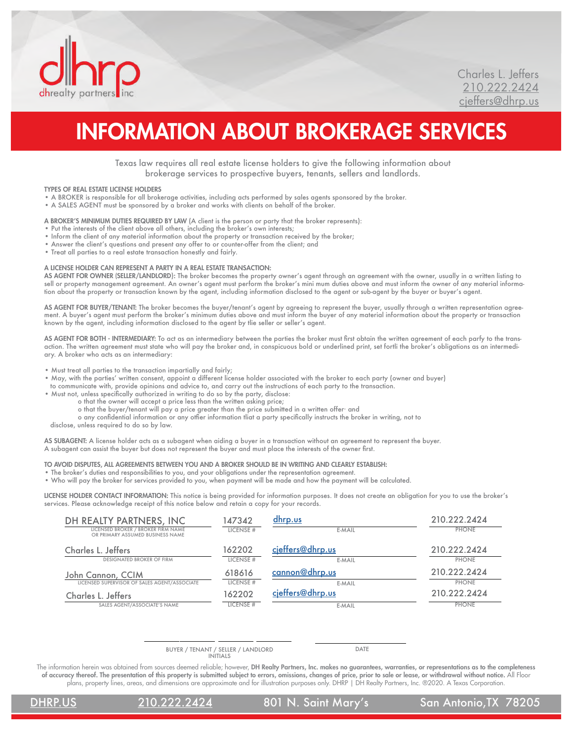dhrp
dhrealty partners inc

Charles L. Jeffers
210.222.2424
cjeffers@dhrp.us

# INFORMATION ABOUT BROKERAGE SERVICES

Texas law requires all real estate license holders to give the following information about brokerage services to prospective buyers, tenants, sellers and landlords.

**TYPES OF REAL ESTATE LICENSE HOLDERS**

- A BROKER is responsible for all brokerage activities, including acts performed by sales agents sponsored by the broker.
- A SALES AGENT must be sponsored by a broker and works with clients on behalf of the broker.

**A BROKER'S MINIMUM DUTIES REQUIRED BY LAW** (A client is the person or party that the broker represents):

- Put the interests of the client above all others, including the broker's own interests;
- Inform the client of any material information about the property or transaction received by the broker;
- Answer the client's questions and present any offer to or counter-offer from the client; and
- Treat all parties to a real estate transaction honestly and fairly.

**A LICENSE HOLDER CAN REPRESENT A PARTY IN A REAL ESTATE TRANSACTION:**

**AS AGENT FOR OWNER (SELLER/LANDLORD):** The broker becomes the property owner's agent through an agreement with the owner, usually in a written listing to sell or property management agreement. An owner's agent must perform the broker's mini mum duties above and must inform the owner of any material information about the property or transaction known by the agent, including information disclosed to the agent or sub-agent by the buyer or buyer's agent.

**AS AGENT FOR BUYER/TENANT:** The broker becomes the buyer/tenant's agent by agreeing to represent the buyer, usually through a written representation agreement. A buyer's agent must perform the broker's minimum duties above and must inform the buyer of any material information about the property or transaction known by the agent, including information disclosed to the agent by tlie seller or seller's agent.

**AS AGENT FOR BOTH - INTERMEDIARY:** To act as an intermediary between the parties the broker must first obtain the written agreement of each parfy to the transaction. The written agreement must state who will pay the broker and, in conspicuous bold or underlined print, set fortli the broker's obligations as an intermediary. A broker who acts as an intermediary:

- Must treat all parties to the transaction impartially and fairly;
- May, with the parties' written consent, appoint a different license holder associated with the broker to each party (owner and buyer) to communicate with, provide opinions and advice to, and carry out the instructions of each party to the transaction.
- Must not, unless specifically authorized in writing to do so by the party, disclose:
  - o that the owner will accept a price less than the written asking price;
  - o that the buyer/tenant will pay a price greater than the price submitted in a written offer· and
  - o any confidential information or any offier information tliat a party specifically instructs the broker in writing, not to disclose, unless required to do so by law.

**AS SUBAGENT:** A license holder acts as a subagent when aiding a buyer in a transaction without an agreement to represent the buyer. A subagent can assist the buyer but does not represent the buyer and must place the interests of the owner first.

**TO AVOID DISPUTES, ALL AGREEMENTS BETWEEN YOU AND A BROKER SHOULD BE IN WRITING AND CLEARLY ESTABLISH:**

- The broker's duties and responsibilities to you, and your obligations under the representation agreement.
- Who will pay the broker for services provided to you, when payment will be made and how the payment will be calculated.

**LICENSE HOLDER CONTACT INFORMATION:** This notice is being provided for information purposes. It does not create an obligation for you to use the broker's services. Please acknowledge receipt of this notice below and retain a copy for your records.

| | LICENSE # | E-MAIL | PHONE |
|---|---|---|---|
| DH REALTY PARTNERS, INC (LICENSED BROKER / BROKER FIRM NAME OR PRIMARY ASSUMED BUSINESS NAME) | 147342 | dhrp.us | 210.222.2424 |
| Charles L. Jeffers (DESIGNATED BROKER OF FIRM) | 162202 | cjeffers@dhrp.us | 210.222.2424 |
| John Cannon, CCIM (LICENSED SUPERVISOR OF SALES AGENT/ASSOCIATE) | 618616 | cannon@dhrp.us | 210.222.2424 |
| Charles L. Jeffers (SALES AGENT/ASSOCIATE'S NAME) | 162202 | cjeffers@dhrp.us | 210.222.2424 |

BUYER / TENANT / SELLER / LANDLORD INITIALS ______ DATE ______

The information herein was obtained from sources deemed reliable; however, **DH Realty Partners, Inc. makes no guarantees, warranties, or representations as to the completeness of accuracy thereof. The presentation of this property is submitted subject to errors, omissions, changes of price, prior to sale or lease, or withdrawal without notice.** All Floor plans, property lines, areas, and dimensions are approximate and for illustration purposes only. DHRP | DH Realty Partners, Inc. ®2020. A Texas Corporation.

DHRP.US 210.222.2424 801 N. Saint Mary's San Antonio,TX 78205